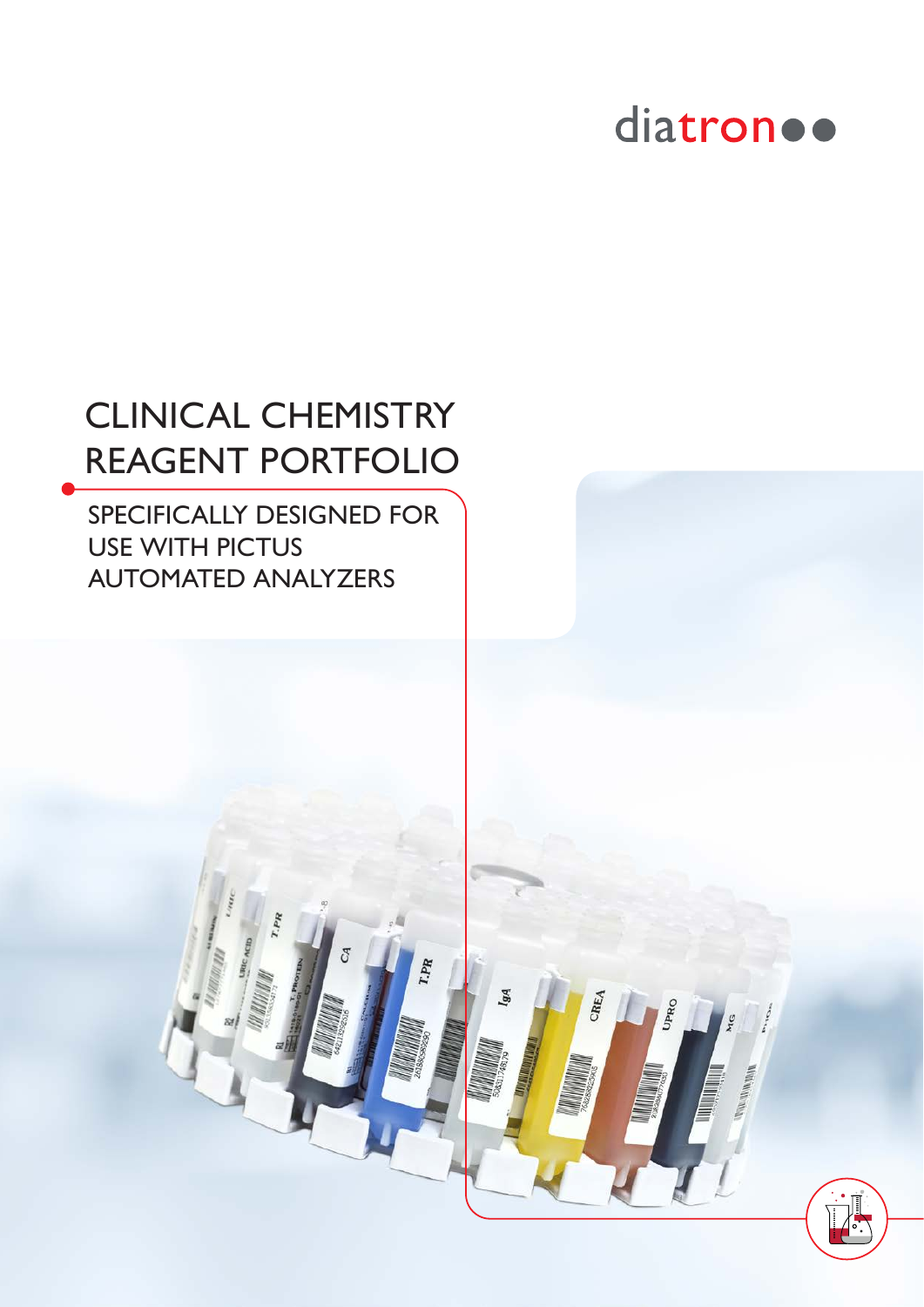diatron

# CLINICAL CHEMISTRY REAGENT PORTFOLIO

## SPECIFICALLY DESIGNED FOR USE WITH PICTUS AUTOMATED ANALYZERS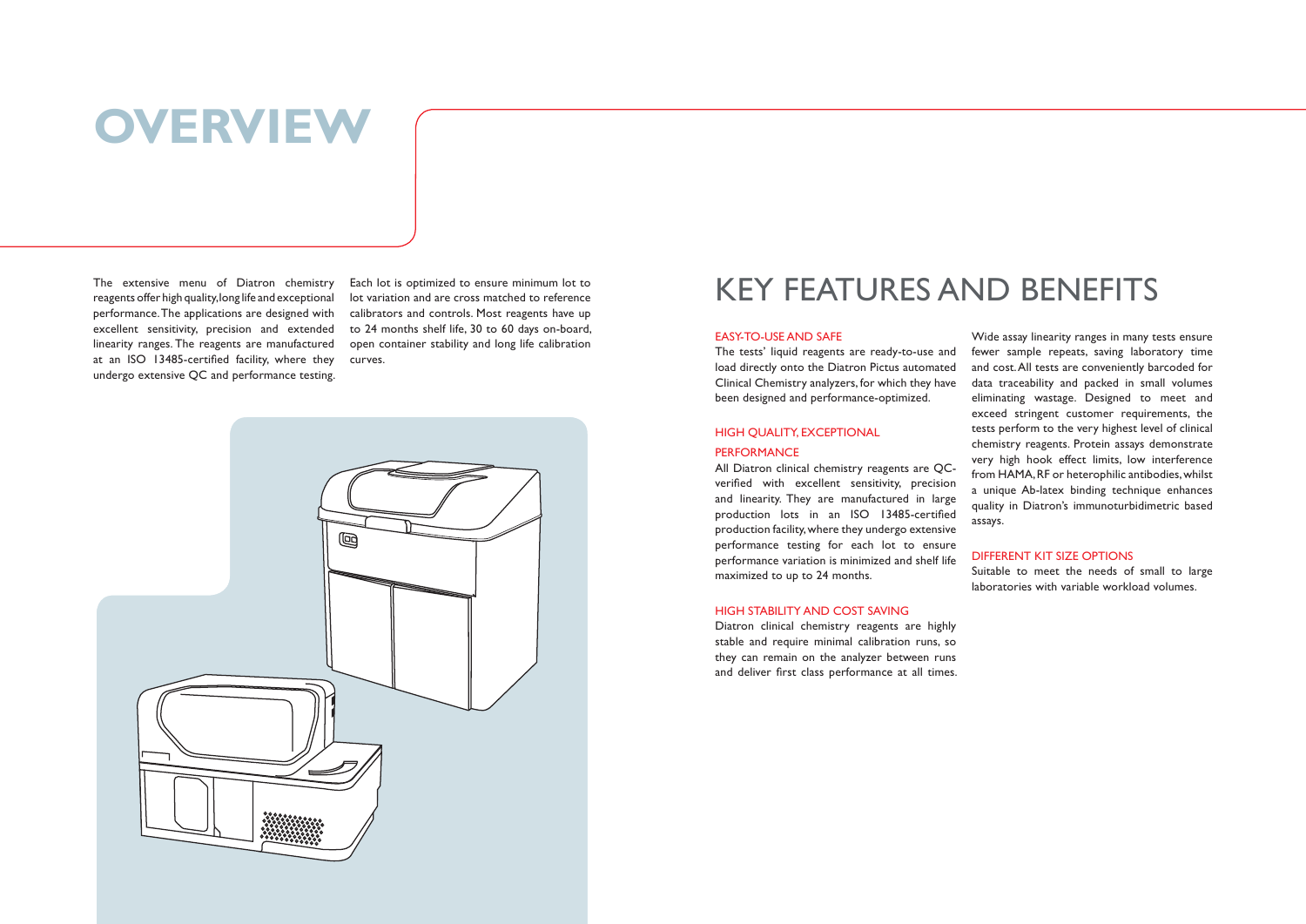# OVERVIEW

The extensive menu of Diatron chemistry reagents offer high quality, long life and exceptional performance. The applications are designed with excellent sensitivity, precision and extended linearity ranges. The reagents are manufactured at an ISO 13485-certified facility, where they undergo extensive QC and performance testing.

Each lot is optimized to ensure minimum lot to lot variation and are cross matched to reference calibrators and controls. Most reagents have up to 24 months shelf life, 30 to 60 days on-board, open container stability and long life calibration curves.

# KEY FEATURES AND BENEFITS

### EASY-TO-USE AND SAFE

The tests' liquid reagents are ready-to-use and load directly onto the Diatron Pictus automated Clinical Chemistry analyzers, for which they have been designed and performance-optimized.

### HIGH QUALITY, EXCEPTIONAL PERFORMANCE

All Diatron clinical chemistry reagents are QC-verified with excellent sensitivity, precision and linearity. They are manufactured in large production lots in an ISO 13485-certified production facility, where they undergo extensive performance testing for each lot to ensure performance variation is minimized and shelf life maximized to up to 24 months.

### HIGH STABILITY AND COST SAVING

Diatron clinical chemistry reagents are highly stable and require minimal calibration runs, so they can remain on the analyzer between runs and deliver first class performance at all times.

Wide assay linearity ranges in many tests ensure fewer sample repeats, saving laboratory time and cost. All tests are conveniently barcoded for data traceability and packed in small volumes eliminating wastage. Designed to meet and exceed stringent customer requirements, the tests perform to the very highest level of clinical chemistry reagents. Protein assays demonstrate very high hook effect limits, low interference from HAMA, RF or heterophilic antibodies, whilst a unique Ab-latex binding technique enhances quality in Diatron's immunoturbidimetric based assays.

### DIFFERENT KIT SIZE OPTIONS

Suitable to meet the needs of small to large laboratories with variable workload volumes.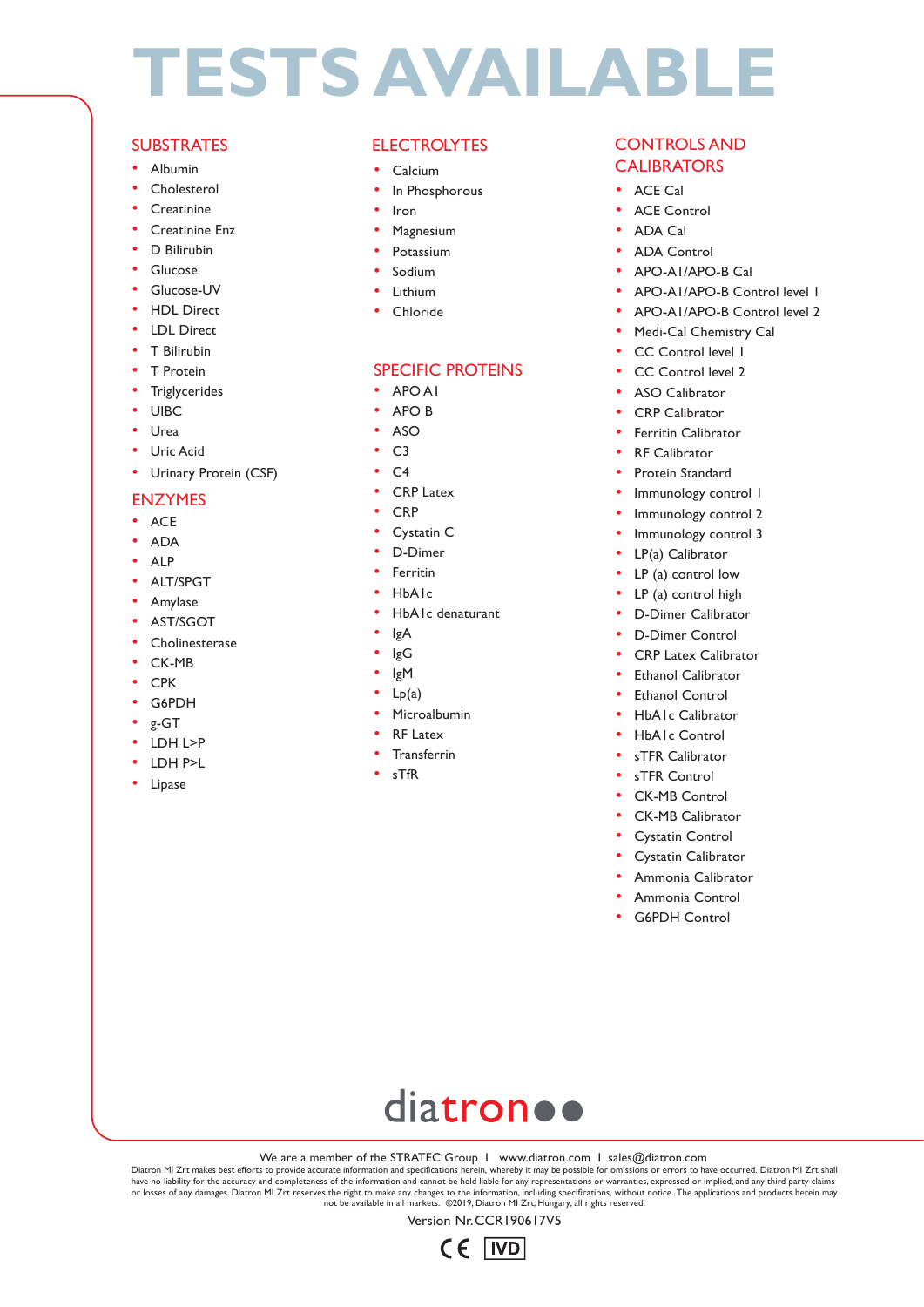# TESTS AVAILABLE

## SUBSTRATES

- Albumin
- Cholesterol
- Creatinine
- Creatinine Enz
- D Bilirubin
- Glucose
- Glucose-UV
- HDL Direct
- LDL Direct
- T Bilirubin
- T Protein
- Triglycerides
- UIBC
- Urea
- Uric Acid
- Urinary Protein (CSF)

## ENZYMES

- ACE
- ADA
- ALP
- ALT/SPGT
- Amylase
- AST/SGOT
- Cholinesterase
- CK-MB
- CPK
- G6PDH
- g-GT
- LDH L>P
- LDH P>L
- Lipase

## ELECTROLYTES

- Calcium
- In Phosphorous
- Iron
- Magnesium
- Potassium
- Sodium
- Lithium
- Chloride

## SPECIFIC PROTEINS

- APO A1
- APO B
- ASO
- C3
- C4
- CRP Latex
- CRP
- Cystatin C
- D-Dimer
- Ferritin
- HbA1c
- HbA1c denaturant
- IgA
- IgG
- IgM
- Lp(a)
- Microalbumin
- RF Latex
- Transferrin
- sTfR

## CONTROLS AND CALIBRATORS

- ACE Cal
- ACE Control
- ADA Cal
- ADA Control
- APO-A1/APO-B Cal
- APO-A1/APO-B Control level 1
- APO-A1/APO-B Control level 2
- Medi-Cal Chemistry Cal
- CC Control level 1
- CC Control level 2
- ASO Calibrator
- CRP Calibrator
- Ferritin Calibrator
- RF Calibrator
- Protein Standard
- Immunology control 1
- Immunology control 2
- Immunology control 3
- LP(a) Calibrator
- LP (a) control low
- LP (a) control high
- D-Dimer Calibrator
- D-Dimer Control
- CRP Latex Calibrator
- Ethanol Calibrator
- Ethanol Control
- HbA1c Calibrator
- HbA1c Control
- sTFR Calibrator
- sTFR Control
- CK-MB Control
- CK-MB Calibrator
- Cystatin Control
- Cystatin Calibrator
- Ammonia Calibrator
- Ammonia Control
- G6PDH Control

diatron

We are a member of the STRATEC Group | www.diatron.com | sales@diatron.com

Diatron MI Zrt makes best efforts to provide accurate information and specifications herein, whereby it may be possible for omissions or errors to have occurred. Diatron MI Zrt shall have no liability for the accuracy and completeness of the information and cannot be held liable for any representations or warranties, expressed or implied, and any third party claims or losses of any damages. Diatron MI Zrt reserves the right to make any changes to the information, including specifications, without notice. The applications and products herein may not be available in all markets. ©2019, Diatron MI Zrt, Hungary, all rights reserved.

Version Nr.CCR190617V5

CE IVD